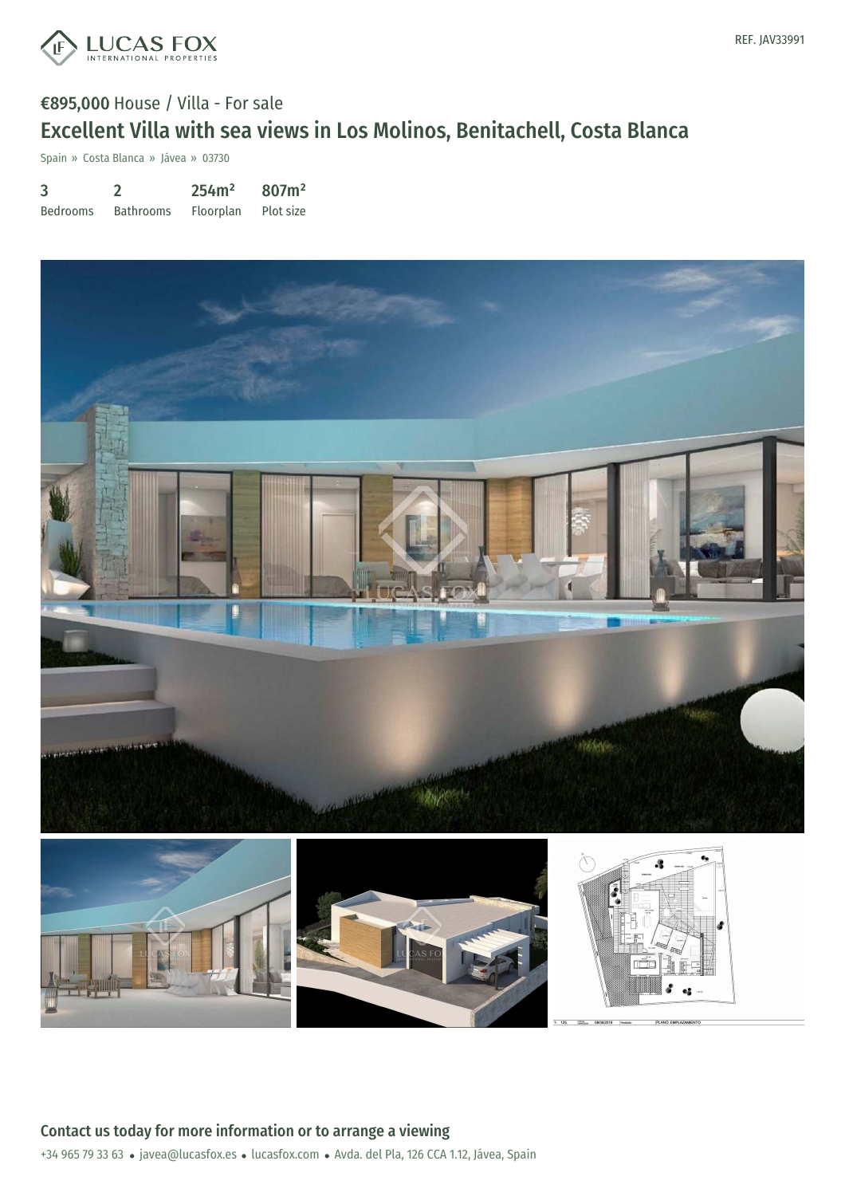REF. JAV33991

**€895,000** House / Villa - For sale

# Excellent Villa with sea views in Los Molinos, Benitachell, Costa Blanca

Spain » Costa Blanca » Jávea » 03730

| 3 | 2 | 254m² | 807m² |
|---|---|---|---|
| Bedrooms | Bathrooms | Floorplan | Plot size |

## Contact us today for more information or to arrange a viewing

+34 965 79 33 63 • javea@lucasfox.es • lucasfox.com • Avda. del Pla, 126 CCA 1.12, Jávea, Spain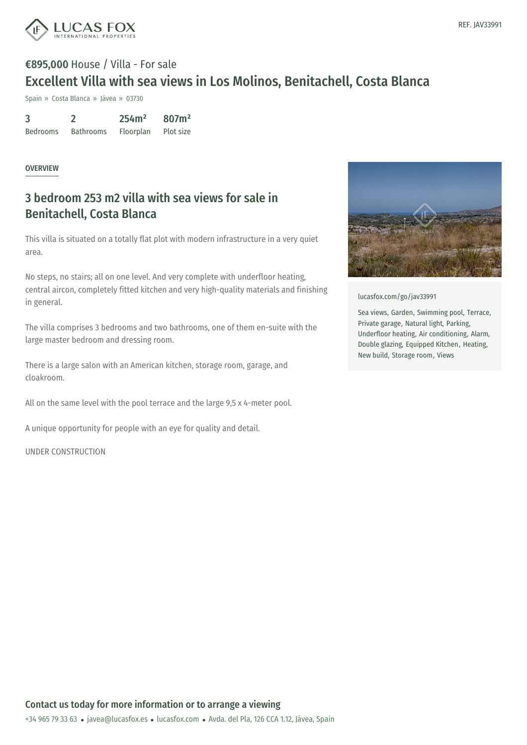REF. JAV33991

**€895,000** House / Villa - For sale

# Excellent Villa with sea views in Los Molinos, Benitachell, Costa Blanca

Spain » Costa Blanca » Jávea » 03730

| 3 | 2 | 254m² | 807m² |
|---|---|---|---|
| Bedrooms | Bathrooms | Floorplan | Plot size |

OVERVIEW

## 3 bedroom 253 m2 villa with sea views for sale in Benitachell, Costa Blanca

This villa is situated on a totally flat plot with modern infrastructure in a very quiet area.

No steps, no stairs; all on one level. And very complete with underfloor heating, central aircon, completely fitted kitchen and very high-quality materials and finishing in general.

The villa comprises 3 bedrooms and two bathrooms, one of them en-suite with the large master bedroom and dressing room.

There is a large salon with an American kitchen, storage room, garage, and cloakroom.

All on the same level with the pool terrace and the large 9,5 x 4-meter pool.

A unique opportunity for people with an eye for quality and detail.

UNDER CONSTRUCTION

lucasfox.com/go/jav33991

Sea views, Garden, Swimming pool, Terrace, Private garage, Natural light, Parking, Underfloor heating, Air conditioning, Alarm, Double glazing, Equipped Kitchen, Heating, New build, Storage room, Views

## Contact us today for more information or to arrange a viewing

+34 965 79 33 63 • javea@lucasfox.es • lucasfox.com • Avda. del Pla, 126 CCA 1.12, Jávea, Spain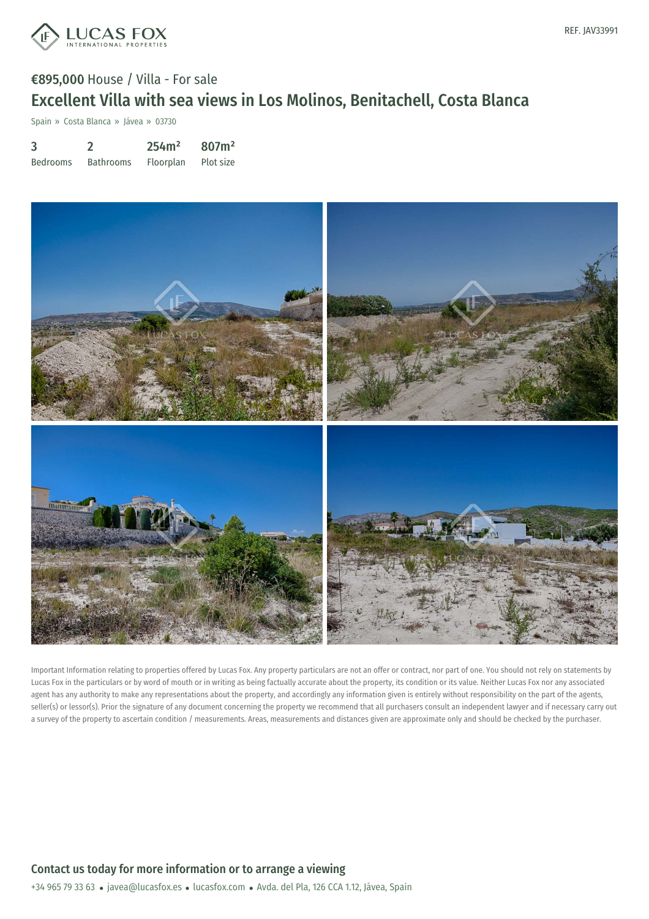REF. JAV33991

€895,000 House / Villa - For sale

# Excellent Villa with sea views in Los Molinos, Benitachell, Costa Blanca

Spain » Costa Blanca » Jávea » 03730

| 3 | 2 | 254m² | 807m² |
|---|---|---|---|
| Bedrooms | Bathrooms | Floorplan | Plot size |

Important Information relating to properties offered by Lucas Fox. Any property particulars are not an offer or contract, nor part of one. You should not rely on statements by Lucas Fox in the particulars or by word of mouth or in writing as being factually accurate about the property, its condition or its value. Neither Lucas Fox nor any associated agent has any authority to make any representations about the property, and accordingly any information given is entirely without responsibility on the part of the agents, seller(s) or lessor(s). Prior the signature of any document concerning the property we recommend that all purchasers consult an independent lawyer and if necessary carry out a survey of the property to ascertain condition / measurements. Areas, measurements and distances given are approximate only and should be checked by the purchaser.

## Contact us today for more information or to arrange a viewing

+34 965 79 33 63 • javea@lucasfox.es • lucasfox.com • Avda. del Pla, 126 CCA 1.12, Jávea, Spain